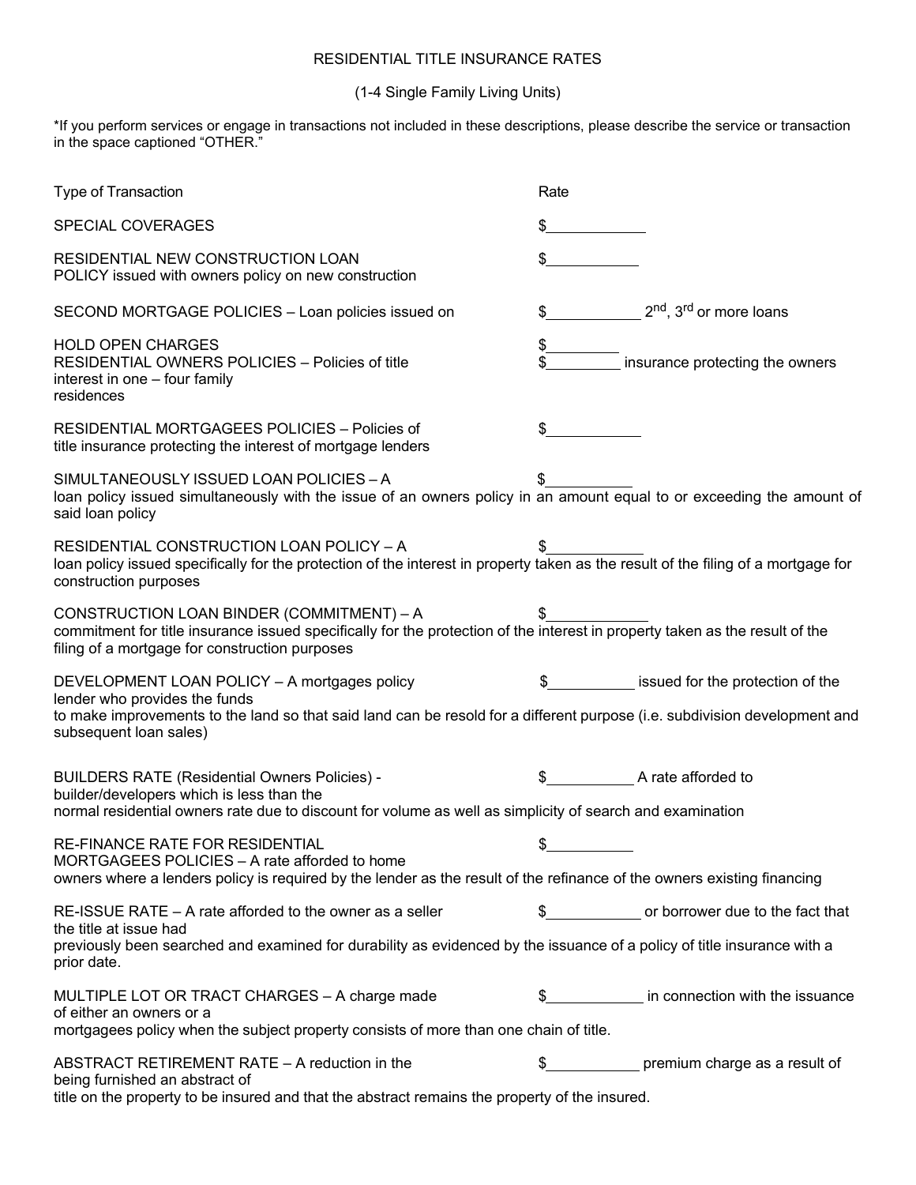# RESIDENTIAL TITLE INSURANCE RATES

(1-4 Single Family Living Units)

*If you perform services or engage in transactions not included in these descriptions, please describe the service or transaction in the space captioned "OTHER."

| Type of Transaction | Rate |
|---|---|
| SPECIAL COVERAGES | $____________ |
| RESIDENTIAL NEW CONSTRUCTION LOAN POLICY issued with owners policy on new construction | $____________ |
| SECOND MORTGAGE POLICIES – Loan policies issued on 2nd, 3rd or more loans | $____________ |
| HOLD OPEN CHARGES | $_________ |
| RESIDENTIAL OWNERS POLICIES – Policies of title insurance protecting the owners interest in one – four family residences | $_________ |
| RESIDENTIAL MORTGAGEES POLICIES – Policies of title insurance protecting the interest of mortgage lenders | $____________ |
| SIMULTANEOUSLY ISSUED LOAN POLICIES – A loan policy issued simultaneously with the issue of an owners policy in an amount equal to or exceeding the amount of said loan policy | $___________ |
| RESIDENTIAL CONSTRUCTION LOAN POLICY – A loan policy issued specifically for the protection of the interest in property taken as the result of the filing of a mortgage for construction purposes | $____________ |
| CONSTRUCTION LOAN BINDER (COMMITMENT) – A commitment for title insurance issued specifically for the protection of the interest in property taken as the result of the filing of a mortgage for construction purposes | $____________ |
| DEVELOPMENT LOAN POLICY – A mortgages policy issued for the protection of the lender who provides the funds to make improvements to the land so that said land can be resold for a different purpose (i.e. subdivision development and subsequent loan sales) | $___________ |
| BUILDERS RATE (Residential Owners Policies) - A rate afforded to builder/developers which is less than the normal residential owners rate due to discount for volume as well as simplicity of search and examination | $___________ |
| RE-FINANCE RATE FOR RESIDENTIAL MORTGAGEES POLICIES – A rate afforded to home owners where a lenders policy is required by the lender as the result of the refinance of the owners existing financing | $___________ |
| RE-ISSUE RATE – A rate afforded to the owner as a seller or borrower due to the fact that the title at issue had previously been searched and examined for durability as evidenced by the issuance of a policy of title insurance with a prior date. | $____________ |
| MULTIPLE LOT OR TRACT CHARGES – A charge made in connection with the issuance of either an owners or a mortgagees policy when the subject property consists of more than one chain of title. | $____________ |
| ABSTRACT RETIREMENT RATE – A reduction in the premium charge as a result of being furnished an abstract of title on the property to be insured and that the abstract remains the property of the insured. | $____________ |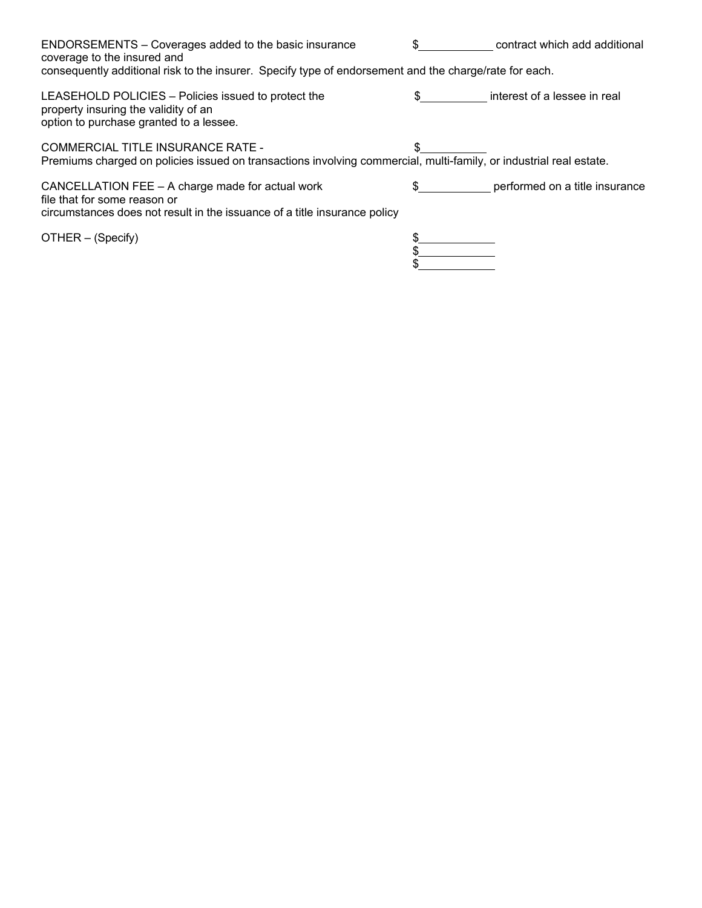ENDORSEMENTS – Coverages added to the basic insurance $____________ contract which add additional coverage to the insured and consequently additional risk to the insurer. Specify type of endorsement and the charge/rate for each.

LEASEHOLD POLICIES – Policies issued to protect the $___________ interest of a lessee in real property insuring the validity of an option to purchase granted to a lessee.

COMMERCIAL TITLE INSURANCE RATE - $___________
Premiums charged on policies issued on transactions involving commercial, multi-family, or industrial real estate.

CANCELLATION FEE – A charge made for actual work $____________ performed on a title insurance file that for some reason or circumstances does not result in the issuance of a title insurance policy

OTHER – (Specify) $_____________
$_____________
$_____________